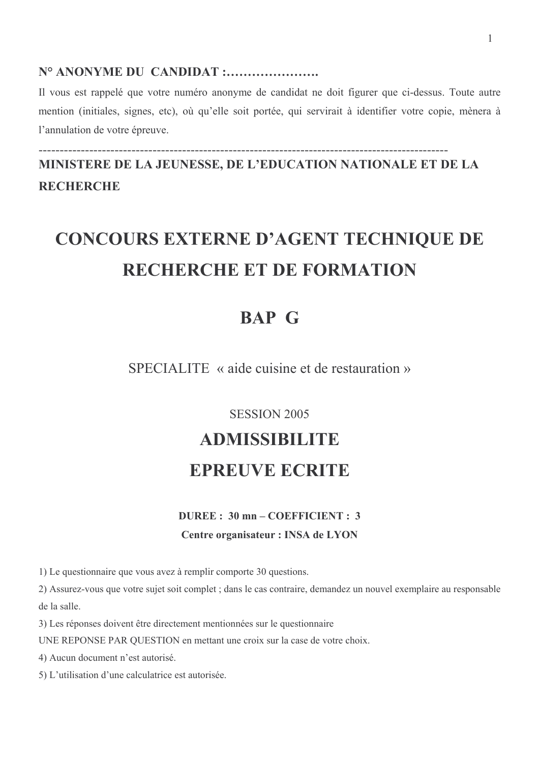**N° ANONYME DU CANDIDAT :………………….**

Il vous est rappelé que votre numéro anonyme de candidat ne doit figurer que ci-dessus. Toute autre mention (initiales, signes, etc), où qu'elle soit portée, qui servirait à identifier votre copie, mènera à l'annulation de votre épreuve.

---

**MINISTERE DE LA JEUNESSE, DE L'EDUCATION NATIONALE ET DE LA RECHERCHE**

# CONCOURS EXTERNE D'AGENT TECHNIQUE DE RECHERCHE ET DE FORMATION

# BAP G

SPECIALITE « aide cuisine et de restauration »

SESSION 2005

## ADMISSIBILITE

## EPREUVE ECRITE

**DUREE : 30 mn – COEFFICIENT : 3**

**Centre organisateur : INSA de LYON**

1) Le questionnaire que vous avez à remplir comporte 30 questions.

2) Assurez-vous que votre sujet soit complet ; dans le cas contraire, demandez un nouvel exemplaire au responsable de la salle.

3) Les réponses doivent être directement mentionnées sur le questionnaire
UNE REPONSE PAR QUESTION en mettant une croix sur la case de votre choix.

4) Aucun document n'est autorisé.

5) L'utilisation d'une calculatrice est autorisée.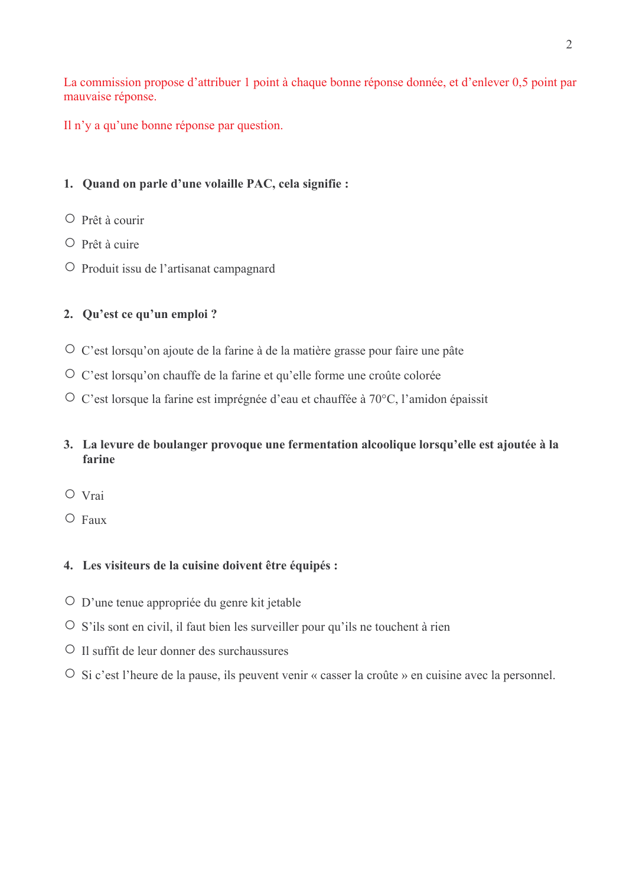La commission propose d'attribuer 1 point à chaque bonne réponse donnée, et d'enlever 0,5 point par mauvaise réponse.

Il n'y a qu'une bonne réponse par question.

**1. Quand on parle d'une volaille PAC, cela signifie :**

- ○ Prêt à courir
- ○ Prêt à cuire
- ○ Produit issu de l'artisanat campagnard

**2. Qu'est ce qu'un emploi ?**

- ○ C'est lorsqu'on ajoute de la farine à de la matière grasse pour faire une pâte
- ○ C'est lorsqu'on chauffe de la farine et qu'elle forme une croûte colorée
- ○ C'est lorsque la farine est imprégnée d'eau et chauffée à 70°C, l'amidon épaissit

**3. La levure de boulanger provoque une fermentation alcoolique lorsqu'elle est ajoutée à la farine**

- ○ Vrai
- ○ Faux

**4. Les visiteurs de la cuisine doivent être équipés :**

- ○ D'une tenue appropriée du genre kit jetable
- ○ S'ils sont en civil, il faut bien les surveiller pour qu'ils ne touchent à rien
- ○ Il suffit de leur donner des surchaussures
- ○ Si c'est l'heure de la pause, ils peuvent venir « casser la croûte » en cuisine avec la personnel.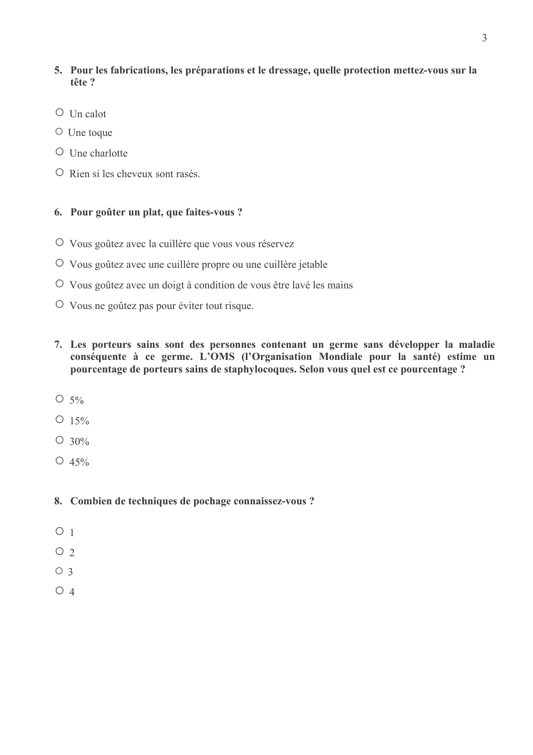**5. Pour les fabrications, les préparations et le dressage, quelle protection mettez-vous sur la tête ?**

- ○ Un calot
- ○ Une toque
- ○ Une charlotte
- ○ Rien si les cheveux sont rasés.

**6. Pour goûter un plat, que faites-vous ?**

- ○ Vous goûtez avec la cuillère que vous vous réservez
- ○ Vous goûtez avec une cuillère propre ou une cuillère jetable
- ○ Vous goûtez avec un doigt à condition de vous être lavé les mains
- ○ Vous ne goûtez pas pour éviter tout risque.

**7. Les porteurs sains sont des personnes contenant un germe sans développer la maladie conséquente à ce germe. L'OMS (l'Organisation Mondiale pour la santé) estime un pourcentage de porteurs sains de staphylocoques. Selon vous quel est ce pourcentage ?**

- ○ 5%
- ○ 15%
- ○ 30%
- ○ 45%

**8. Combien de techniques de pochage connaissez-vous ?**

- ○ 1
- ○ 2
- ○ 3
- ○ 4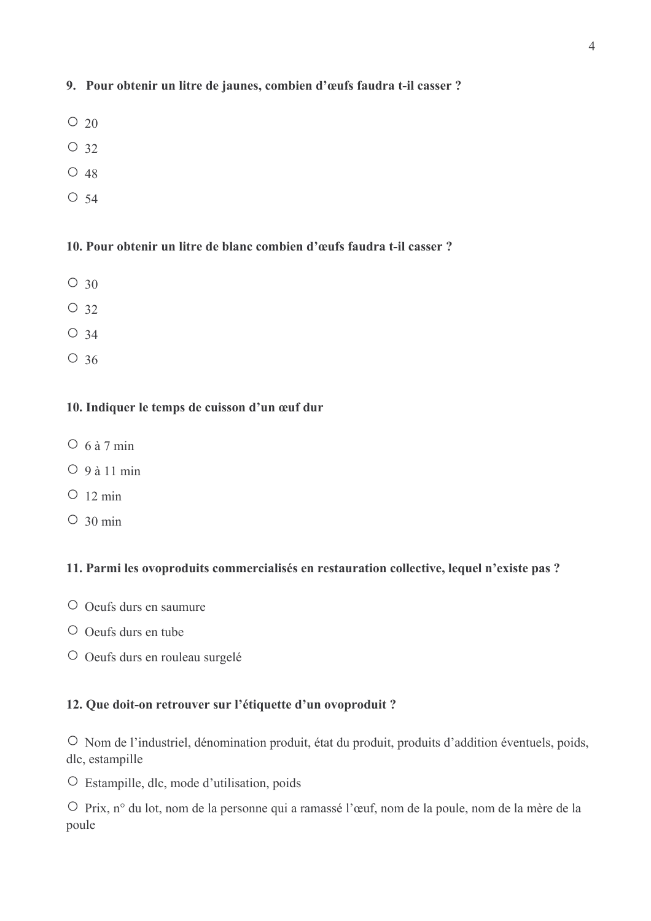**9. Pour obtenir un litre de jaunes, combien d'œufs faudra t-il casser ?**

○ 20

○ 32

○ 48

○ 54

**10. Pour obtenir un litre de blanc combien d'œufs faudra t-il casser ?**

○ 30

○ 32

○ 34

○ 36

**10. Indiquer le temps de cuisson d'un œuf dur**

○ 6 à 7 min

○ 9 à 11 min

○ 12 min

○ 30 min

**11. Parmi les ovoproduits commercialisés en restauration collective, lequel n'existe pas ?**

○ Oeufs durs en saumure

○ Oeufs durs en tube

○ Oeufs durs en rouleau surgelé

**12. Que doit-on retrouver sur l'étiquette d'un ovoproduit ?**

○ Nom de l'industriel, dénomination produit, état du produit, produits d'addition éventuels, poids, dlc, estampille

○ Estampille, dlc, mode d'utilisation, poids

○ Prix, n° du lot, nom de la personne qui a ramassé l'œuf, nom de la poule, nom de la mère de la poule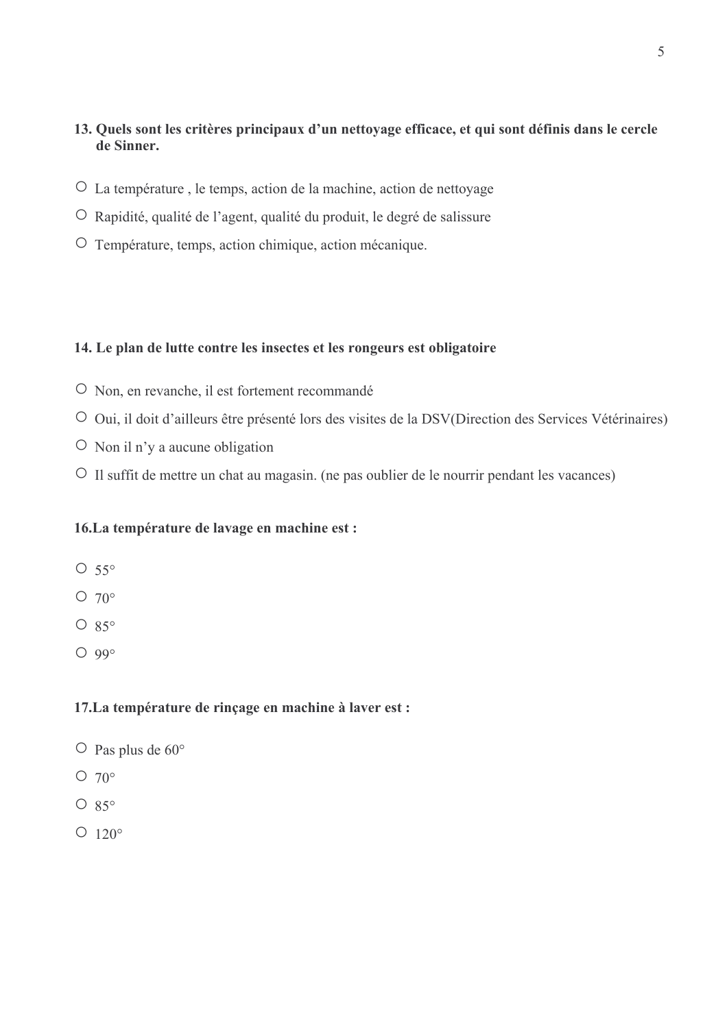**13. Quels sont les critères principaux d'un nettoyage efficace, et qui sont définis dans le cercle de Sinner.**

- ○ La température , le temps, action de la machine, action de nettoyage
- ○ Rapidité, qualité de l'agent, qualité du produit, le degré de salissure
- ○ Température, temps, action chimique, action mécanique.

**14. Le plan de lutte contre les insectes et les rongeurs est obligatoire**

- ○ Non, en revanche, il est fortement recommandé
- ○ Oui, il doit d'ailleurs être présenté lors des visites de la DSV(Direction des Services Vétérinaires)
- ○ Non il n'y a aucune obligation
- ○ Il suffit de mettre un chat au magasin. (ne pas oublier de le nourrir pendant les vacances)

**16.La température de lavage en machine est :**

- ○ 55°
- ○ 70°
- ○ 85°
- ○ 99°

**17.La température de rinçage en machine à laver est :**

- ○ Pas plus de 60°
- ○ 70°
- ○ 85°
- ○ 120°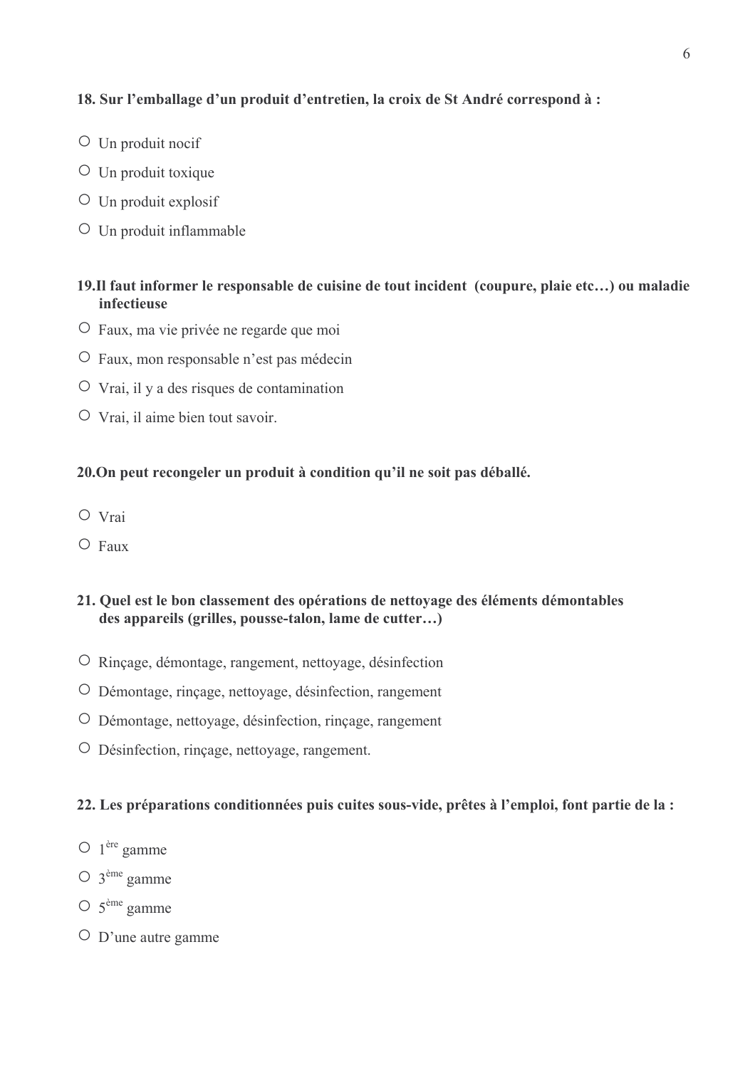**18. Sur l'emballage d'un produit d'entretien, la croix de St André correspond à :**

- ○ Un produit nocif
- ○ Un produit toxique
- ○ Un produit explosif
- ○ Un produit inflammable

**19.Il faut informer le responsable de cuisine de tout incident (coupure, plaie etc…) ou maladie infectieuse**

- ○ Faux, ma vie privée ne regarde que moi
- ○ Faux, mon responsable n'est pas médecin
- ○ Vrai, il y a des risques de contamination
- ○ Vrai, il aime bien tout savoir.

**20.On peut recongeler un produit à condition qu'il ne soit pas déballé.**

- ○ Vrai
- ○ Faux

**21. Quel est le bon classement des opérations de nettoyage des éléments démontables des appareils (grilles, pousse-talon, lame de cutter…)**

- ○ Rinçage, démontage, rangement, nettoyage, désinfection
- ○ Démontage, rinçage, nettoyage, désinfection, rangement
- ○ Démontage, nettoyage, désinfection, rinçage, rangement
- ○ Désinfection, rinçage, nettoyage, rangement.

**22. Les préparations conditionnées puis cuites sous-vide, prêtes à l'emploi, font partie de la :**

- ○ 1ère gamme
- ○ 3ème gamme
- ○ 5ème gamme
- ○ D'une autre gamme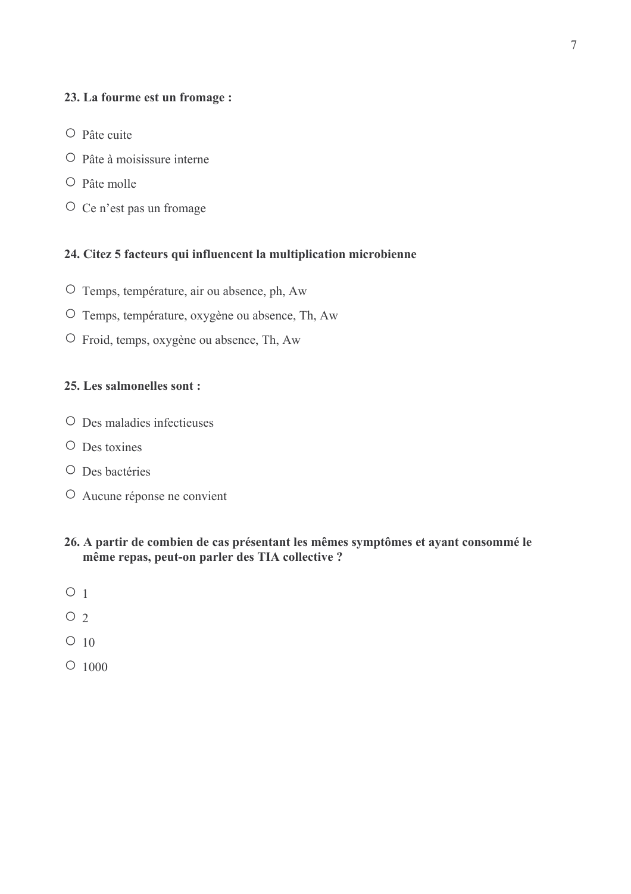**23. La fourme est un fromage :**

- ○ Pâte cuite
- ○ Pâte à moisissure interne
- ○ Pâte molle
- ○ Ce n'est pas un fromage

**24. Citez 5 facteurs qui influencent la multiplication microbienne**

- ○ Temps, température, air ou absence, ph, Aw
- ○ Temps, température, oxygène ou absence, Th, Aw
- ○ Froid, temps, oxygène ou absence, Th, Aw

**25. Les salmonelles sont :**

- ○ Des maladies infectieuses
- ○ Des toxines
- ○ Des bactéries
- ○ Aucune réponse ne convient

**26. A partir de combien de cas présentant les mêmes symptômes et ayant consommé le même repas, peut-on parler des TIA collective ?**

- ○ 1
- ○ 2
- ○ 10
- ○ 1000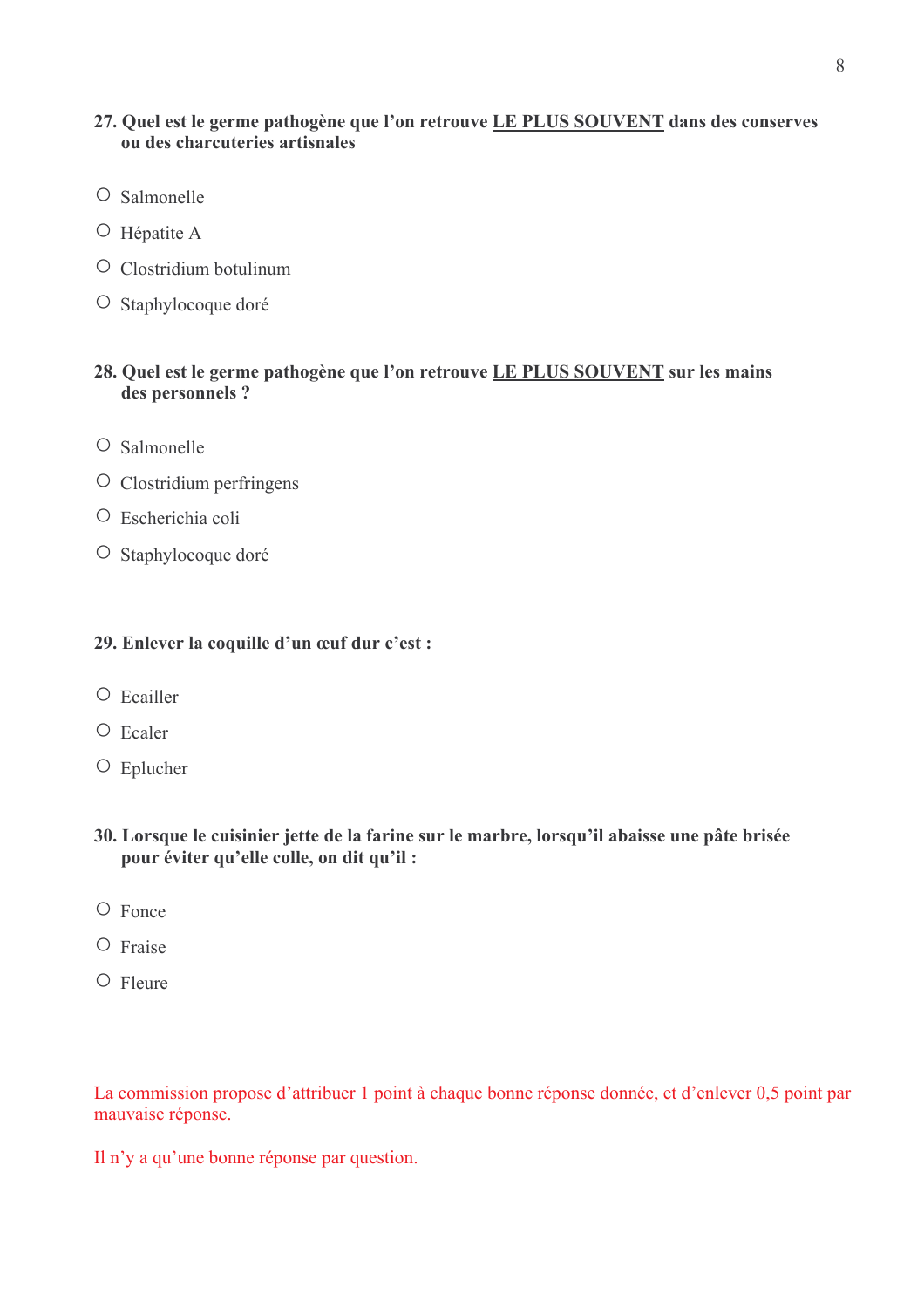**27. Quel est le germe pathogène que l'on retrouve <u>LE PLUS SOUVENT</u> dans des conserves ou des charcuteries artisanales**

- ○ Salmonelle
- ○ Hépatite A
- ○ Clostridium botulinum
- ○ Staphylocoque doré

**28. Quel est le germe pathogène que l'on retrouve <u>LE PLUS SOUVENT</u> sur les mains des personnels ?**

- ○ Salmonelle
- ○ Clostridium perfringens
- ○ Escherichia coli
- ○ Staphylocoque doré

**29. Enlever la coquille d'un œuf dur c'est :**

- ○ Ecailler
- ○ Ecaler
- ○ Eplucher

**30. Lorsque le cuisinier jette de la farine sur le marbre, lorsqu'il abaisse une pâte brisée pour éviter qu'elle colle, on dit qu'il :**

- ○ Fonce
- ○ Fraise
- ○ Fleure

La commission propose d'attribuer 1 point à chaque bonne réponse donnée, et d'enlever 0,5 point par mauvaise réponse.

Il n'y a qu'une bonne réponse par question.